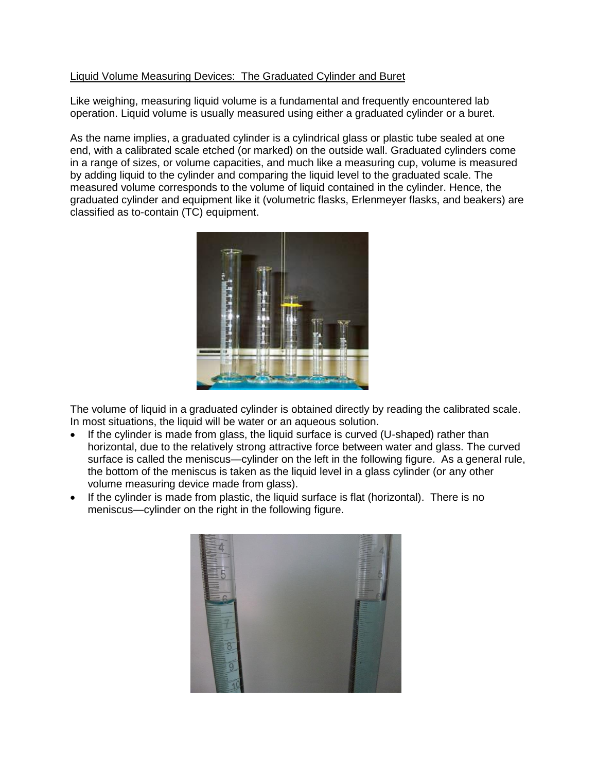Liquid Volume Measuring Devices: The Graduated Cylinder and Buret

Like weighing, measuring liquid volume is a fundamental and frequently encountered lab operation. Liquid volume is usually measured using either a graduated cylinder or a buret.

As the name implies, a graduated cylinder is a cylindrical glass or plastic tube sealed at one end, with a calibrated scale etched (or marked) on the outside wall. Graduated cylinders come in a range of sizes, or volume capacities, and much like a measuring cup, volume is measured by adding liquid to the cylinder and comparing the liquid level to the graduated scale. The measured volume corresponds to the volume of liquid contained in the cylinder. Hence, the graduated cylinder and equipment like it (volumetric flasks, Erlenmeyer flasks, and beakers) are classified as to-contain (TC) equipment.

The volume of liquid in a graduated cylinder is obtained directly by reading the calibrated scale. In most situations, the liquid will be water or an aqueous solution.

- If the cylinder is made from glass, the liquid surface is curved (U-shaped) rather than horizontal, due to the relatively strong attractive force between water and glass. The curved surface is called the meniscus—cylinder on the left in the following figure. As a general rule, the bottom of the meniscus is taken as the liquid level in a glass cylinder (or any other volume measuring device made from glass).
- If the cylinder is made from plastic, the liquid surface is flat (horizontal). There is no meniscus—cylinder on the right in the following figure.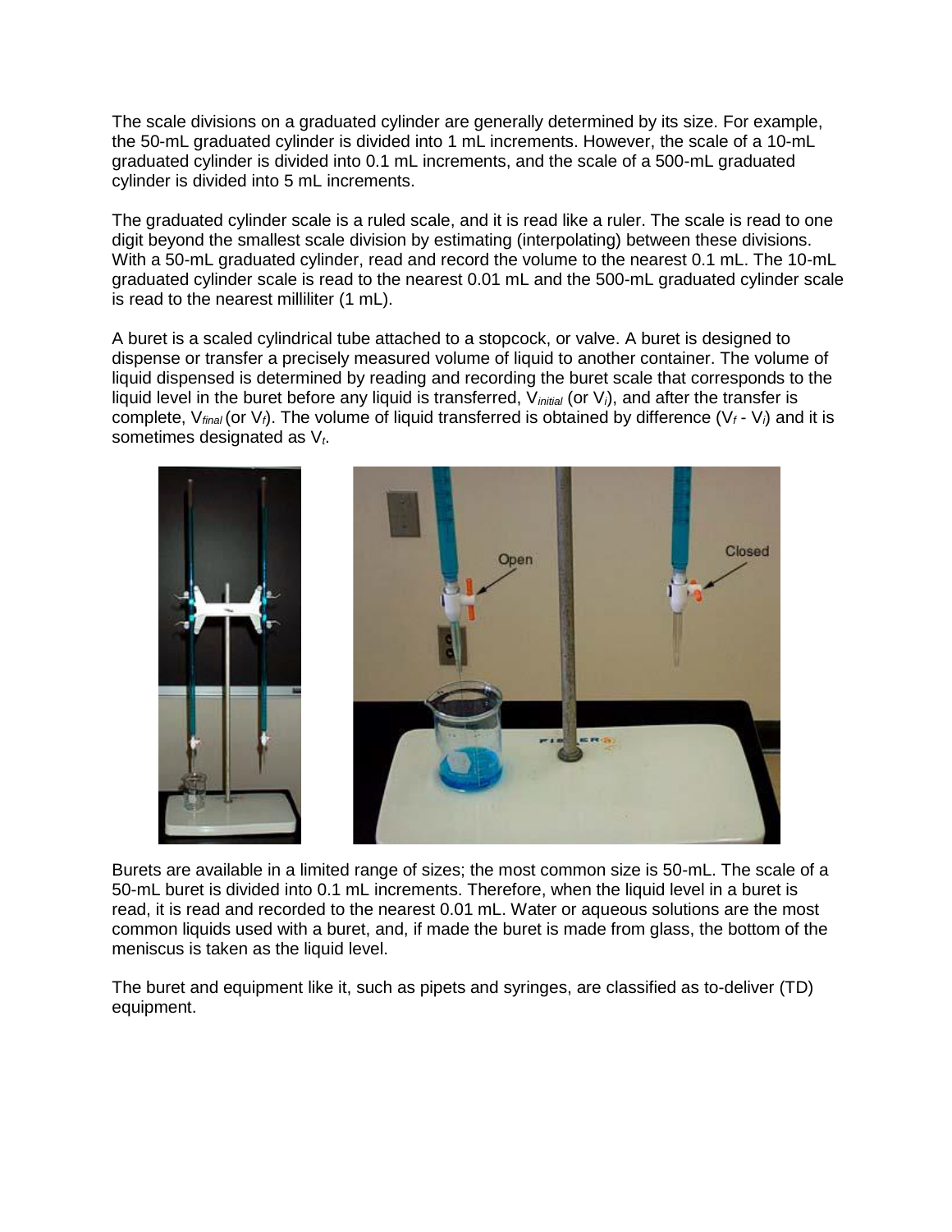The scale divisions on a graduated cylinder are generally determined by its size. For example, the 50-mL graduated cylinder is divided into 1 mL increments. However, the scale of a 10-mL graduated cylinder is divided into 0.1 mL increments, and the scale of a 500-mL graduated cylinder is divided into 5 mL increments.

The graduated cylinder scale is a ruled scale, and it is read like a ruler. The scale is read to one digit beyond the smallest scale division by estimating (interpolating) between these divisions. With a 50-mL graduated cylinder, read and record the volume to the nearest 0.1 mL. The 10-mL graduated cylinder scale is read to the nearest 0.01 mL and the 500-mL graduated cylinder scale is read to the nearest milliliter (1 mL).

A buret is a scaled cylindrical tube attached to a stopcock, or valve. A buret is designed to dispense or transfer a precisely measured volume of liquid to another container. The volume of liquid dispensed is determined by reading and recording the buret scale that corresponds to the liquid level in the buret before any liquid is transferred, $V_{initial}$ (or $V_i$), and after the transfer is complete, $V_{final}$ (or $V_f$). The volume of liquid transferred is obtained by difference ($V_f - V_i$) and it is sometimes designated as $V_t$.

Open

Closed

Burets are available in a limited range of sizes; the most common size is 50-mL. The scale of a 50-mL buret is divided into 0.1 mL increments. Therefore, when the liquid level in a buret is read, it is read and recorded to the nearest 0.01 mL. Water or aqueous solutions are the most common liquids used with a buret, and, if made the buret is made from glass, the bottom of the meniscus is taken as the liquid level.

The buret and equipment like it, such as pipets and syringes, are classified as to-deliver (TD) equipment.